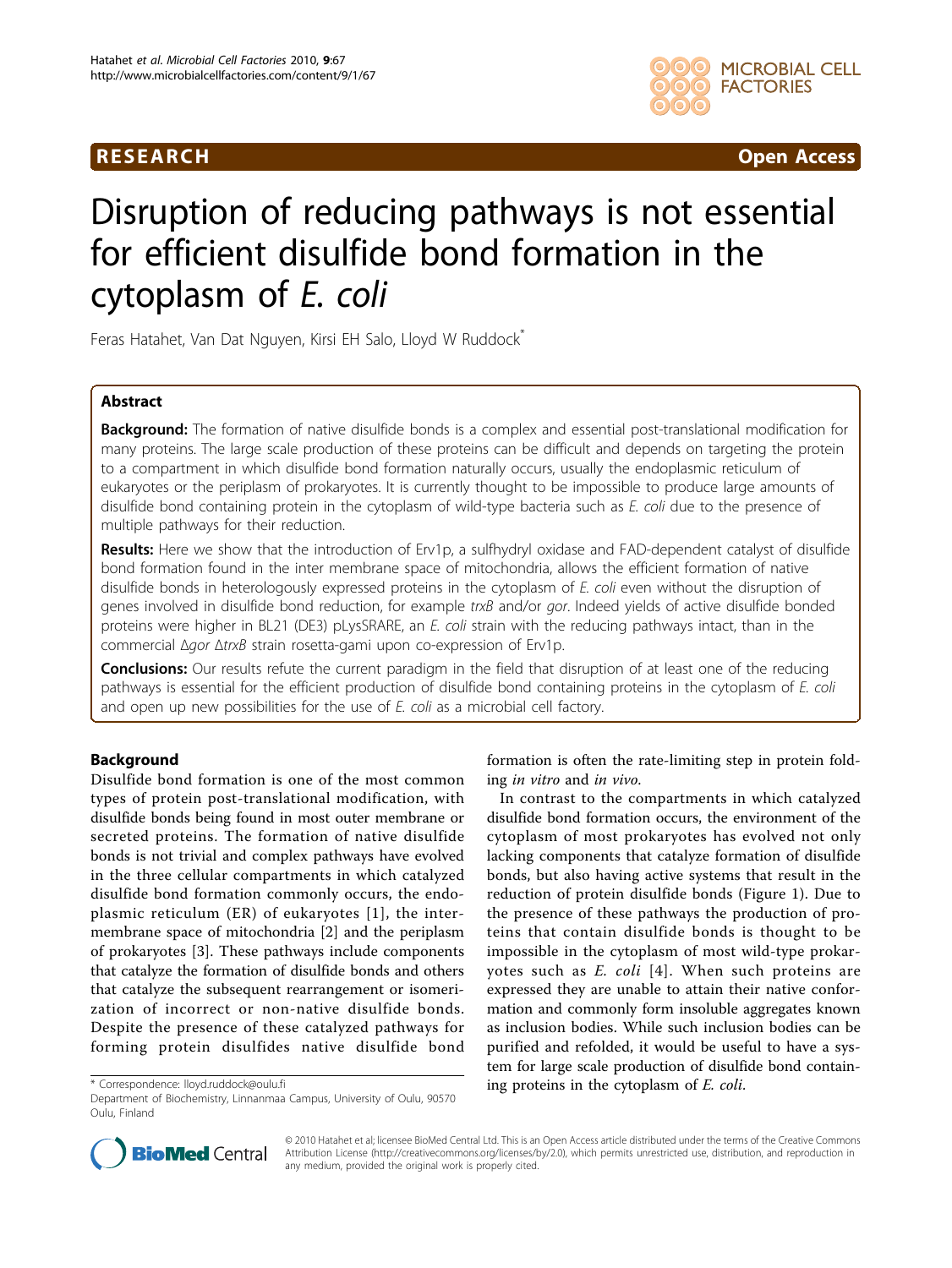RESEARCH Open Access

# Disruption of reducing pathways is not essential for efficient disulfide bond formation in the cytoplasm of *E. coli*

Feras Hatahet, Van Dat Nguyen, Kirsi EH Salo, Lloyd W Ruddock*

## Abstract

**Background:** The formation of native disulfide bonds is a complex and essential post-translational modification for many proteins. The large scale production of these proteins can be difficult and depends on targeting the protein to a compartment in which disulfide bond formation naturally occurs, usually the endoplasmic reticulum of eukaryotes or the periplasm of prokaryotes. It is currently thought to be impossible to produce large amounts of disulfide bond containing protein in the cytoplasm of wild-type bacteria such as *E. coli* due to the presence of multiple pathways for their reduction.

**Results:** Here we show that the introduction of Erv1p, a sulfhydryl oxidase and FAD-dependent catalyst of disulfide bond formation found in the inter membrane space of mitochondria, allows the efficient formation of native disulfide bonds in heterologously expressed proteins in the cytoplasm of *E. coli* even without the disruption of genes involved in disulfide bond reduction, for example *trxB* and/or *gor*. Indeed yields of active disulfide bonded proteins were higher in BL21 (DE3) pLysSRARE, an *E. coli* strain with the reducing pathways intact, than in the commercial Δ*gor* Δ*trxB* strain rosetta-gami upon co-expression of Erv1p.

**Conclusions:** Our results refute the current paradigm in the field that disruption of at least one of the reducing pathways is essential for the efficient production of disulfide bond containing proteins in the cytoplasm of *E. coli* and open up new possibilities for the use of *E. coli* as a microbial cell factory.

## Background

Disulfide bond formation is one of the most common types of protein post-translational modification, with disulfide bonds being found in most outer membrane or secreted proteins. The formation of native disulfide bonds is not trivial and complex pathways have evolved in the three cellular compartments in which catalyzed disulfide bond formation commonly occurs, the endoplasmic reticulum (ER) of eukaryotes [1], the inter-membrane space of mitochondria [2] and the periplasm of prokaryotes [3]. These pathways include components that catalyze the formation of disulfide bonds and others that catalyze the subsequent rearrangement or isomerization of incorrect or non-native disulfide bonds. Despite the presence of these catalyzed pathways for forming protein disulfides native disulfide bond formation is often the rate-limiting step in protein folding *in vitro* and *in vivo*.

In contrast to the compartments in which catalyzed disulfide bond formation occurs, the environment of the cytoplasm of most prokaryotes has evolved not only lacking components that catalyze formation of disulfide bonds, but also having active systems that result in the reduction of protein disulfide bonds (Figure 1). Due to the presence of these pathways the production of proteins that contain disulfide bonds is thought to be impossible in the cytoplasm of most wild-type prokaryotes such as *E. coli* [4]. When such proteins are expressed they are unable to attain their native conformation and commonly form insoluble aggregates known as inclusion bodies. While such inclusion bodies can be purified and refolded, it would be useful to have a system for large scale production of disulfide bond containing proteins in the cytoplasm of *E. coli*.

\* Correspondence: lloyd.ruddock@oulu.fi
Department of Biochemistry, Linnanmaa Campus, University of Oulu, 90570 Oulu, Finland

© 2010 Hatahet et al; licensee BioMed Central Ltd. This is an Open Access article distributed under the terms of the Creative Commons Attribution License (http://creativecommons.org/licenses/by/2.0), which permits unrestricted use, distribution, and reproduction in any medium, provided the original work is properly cited.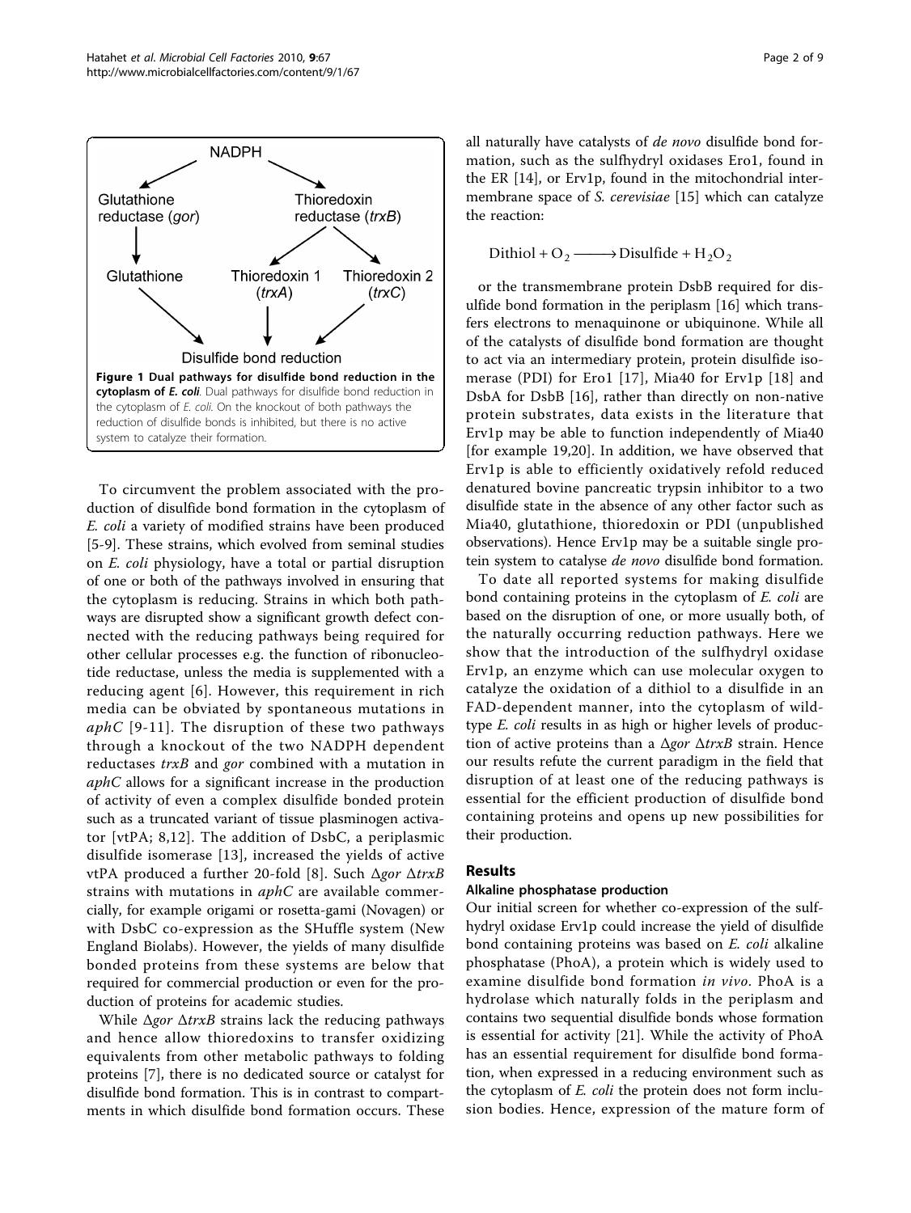NADPH

Glutathione reductase (*gor*) → Glutathione

Thioredoxin reductase (*trxB*) → Thioredoxin 1 (*trxA*), Thioredoxin 2 (*trxC*)

Disulfide bond reduction

**Figure 1 Dual pathways for disulfide bond reduction in the cytoplasm of *E. coli***. Dual pathways for disulfide bond reduction in the cytoplasm of *E. coli*. On the knockout of both pathways the reduction of disulfide bonds is inhibited, but there is no active system to catalyze their formation.

To circumvent the problem associated with the production of disulfide bond formation in the cytoplasm of *E. coli* a variety of modified strains have been produced [5-9]. These strains, which evolved from seminal studies on *E. coli* physiology, have a total or partial disruption of one or both of the pathways involved in ensuring that the cytoplasm is reducing. Strains in which both pathways are disrupted show a significant growth defect connected with the reducing pathways being required for other cellular processes e.g. the function of ribonucleotide reductase, unless the media is supplemented with a reducing agent [6]. However, this requirement in rich media can be obviated by spontaneous mutations in *aphC* [9-11]. The disruption of these two pathways through a knockout of the two NADPH dependent reductases *trxB* and *gor* combined with a mutation in *aphC* allows for a significant increase in the production of activity of even a complex disulfide bonded protein such as a truncated variant of tissue plasminogen activator [vtPA; 8,12]. The addition of DsbC, a periplasmic disulfide isomerase [13], increased the yields of active vtPA produced a further 20-fold [8]. Such Δ*gor* Δ*trxB* strains with mutations in *aphC* are available commercially, for example origami or rosetta-gami (Novagen) or with DsbC co-expression as the SHuffle system (New England Biolabs). However, the yields of many disulfide bonded proteins from these systems are below that required for commercial production or even for the production of proteins for academic studies.

While Δ*gor* Δ*trxB* strains lack the reducing pathways and hence allow thioredoxins to transfer oxidizing equivalents from other metabolic pathways to folding proteins [7], there is no dedicated source or catalyst for disulfide bond formation. This is in contrast to compartments in which disulfide bond formation occurs. These all naturally have catalysts of *de novo* disulfide bond formation, such as the sulfhydryl oxidases Ero1, found in the ER [14], or Erv1p, found in the mitochondrial intermembrane space of *S. cerevisiae* [15] which can catalyze the reaction:

$$\text{Dithiol} + O_2 \longrightarrow \text{Disulfide} + H_2O_2$$

or the transmembrane protein DsbB required for disulfide bond formation in the periplasm [16] which transfers electrons to menaquinone or ubiquinone. While all of the catalysts of disulfide bond formation are thought to act via an intermediary protein, protein disulfide isomerase (PDI) for Ero1 [17], Mia40 for Erv1p [18] and DsbA for DsbB [16], rather than directly on non-native protein substrates, data exists in the literature that Erv1p may be able to function independently of Mia40 [for example 19,20]. In addition, we have observed that Erv1p is able to efficiently oxidatively refold reduced denatured bovine pancreatic trypsin inhibitor to a two disulfide state in the absence of any other factor such as Mia40, glutathione, thioredoxin or PDI (unpublished observations). Hence Erv1p may be a suitable single protein system to catalyse *de novo* disulfide bond formation.

To date all reported systems for making disulfide bond containing proteins in the cytoplasm of *E. coli* are based on the disruption of one, or more usually both, of the naturally occurring reduction pathways. Here we show that the introduction of the sulfhydryl oxidase Erv1p, an enzyme which can use molecular oxygen to catalyze the oxidation of a dithiol to a disulfide in an FAD-dependent manner, into the cytoplasm of wild-type *E. coli* results in as high or higher levels of production of active proteins than a Δ*gor* Δ*trxB* strain. Hence our results refute the current paradigm in the field that disruption of at least one of the reducing pathways is essential for the efficient production of disulfide bond containing proteins and opens up new possibilities for their production.

## Results

### Alkaline phosphatase production

Our initial screen for whether co-expression of the sulfhydryl oxidase Erv1p could increase the yield of disulfide bond containing proteins was based on *E. coli* alkaline phosphatase (PhoA), a protein which is widely used to examine disulfide bond formation *in vivo*. PhoA is a hydrolase which naturally folds in the periplasm and contains two sequential disulfide bonds whose formation is essential for activity [21]. While the activity of PhoA has an essential requirement for disulfide bond formation, when expressed in a reducing environment such as the cytoplasm of *E. coli* the protein does not form inclusion bodies. Hence, expression of the mature form of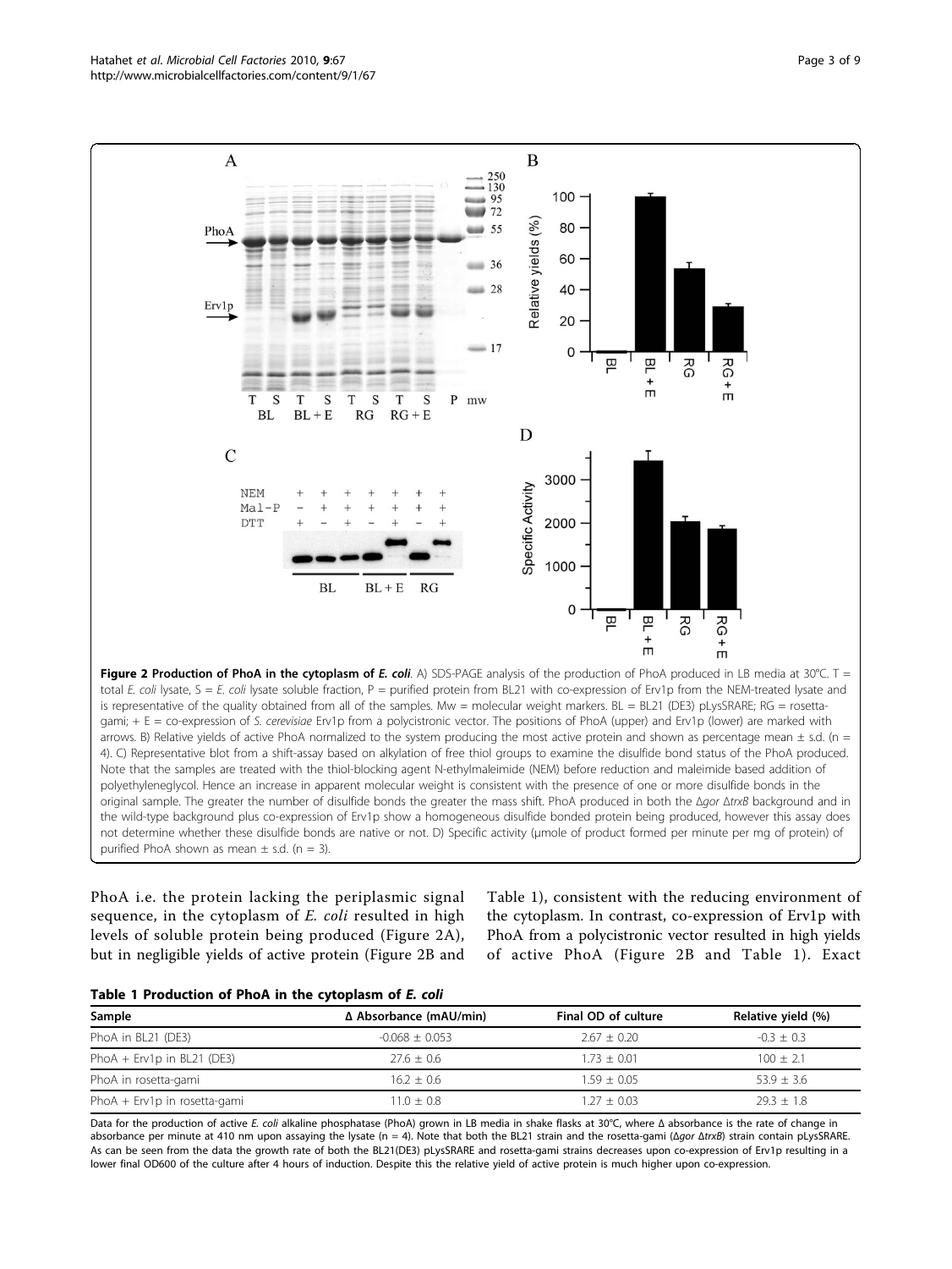**Figure 2 Production of PhoA in the cytoplasm of *E. coli*.** A) SDS-PAGE analysis of the production of PhoA produced in LB media at 30°C. T = total *E. coli* lysate, S = *E. coli* lysate soluble fraction, P = purified protein from BL21 with co-expression of Erv1p from the NEM-treated lysate and is representative of the quality obtained from all of the samples. Mw = molecular weight markers. BL = BL21 (DE3) pLysSRARE; RG = rosetta-gami; + E = co-expression of *S. cerevisiae* Erv1p from a polycistronic vector. The positions of PhoA (upper) and Erv1p (lower) are marked with arrows. B) Relative yields of active PhoA normalized to the system producing the most active protein and shown as percentage mean ± s.d. (n = 4). C) Representative blot from a shift-assay based on alkylation of free thiol groups to examine the disulfide bond status of the PhoA produced. Note that the samples are treated with the thiol-blocking agent N-ethylmaleimide (NEM) before reduction and maleimide based addition of polyethyleneglycol. Hence an increase in apparent molecular weight is consistent with the presence of one or more disulfide bonds in the original sample. The greater the number of disulfide bonds the greater the mass shift. PhoA produced in both the Δ*gor* Δ*trxB* background and in the wild-type background plus co-expression of Erv1p show a homogeneous disulfide bonded protein being produced, however this assay does not determine whether these disulfide bonds are native or not. D) Specific activity (μmole of product formed per minute per mg of protein) of purified PhoA shown as mean ± s.d. (n = 3).

PhoA i.e. the protein lacking the periplasmic signal sequence, in the cytoplasm of *E. coli* resulted in high levels of soluble protein being produced (Figure 2A), but in negligible yields of active protein (Figure 2B and Table 1), consistent with the reducing environment of the cytoplasm. In contrast, co-expression of Erv1p with PhoA from a polycistronic vector resulted in high yields of active PhoA (Figure 2B and Table 1). Exact

**Table 1 Production of PhoA in the cytoplasm of *E. coli***

| Sample | Δ Absorbance (mAU/min) | Final OD of culture | Relative yield (%) |
|---|---|---|---|
| PhoA in BL21 (DE3) | -0.068 ± 0.053 | 2.67 ± 0.20 | -0.3 ± 0.3 |
| PhoA + Erv1p in BL21 (DE3) | 27.6 ± 0.6 | 1.73 ± 0.01 | 100 ± 2.1 |
| PhoA in rosetta-gami | 16.2 ± 0.6 | 1.59 ± 0.05 | 53.9 ± 3.6 |
| PhoA + Erv1p in rosetta-gami | 11.0 ± 0.8 | 1.27 ± 0.03 | 29.3 ± 1.8 |

Data for the production of active *E. coli* alkaline phosphatase (PhoA) grown in LB media in shake flasks at 30°C, where Δ absorbance is the rate of change in absorbance per minute at 410 nm upon assaying the lysate (n = 4). Note that both the BL21 strain and the rosetta-gami (Δ*gor* Δ*trxB*) strain contain pLysSRARE. As can be seen from the data the growth rate of both the BL21(DE3) pLysSRARE and rosetta-gami strains decreases upon co-expression of Erv1p resulting in a lower final OD600 of the culture after 4 hours of induction. Despite this the relative yield of active protein is much higher upon co-expression.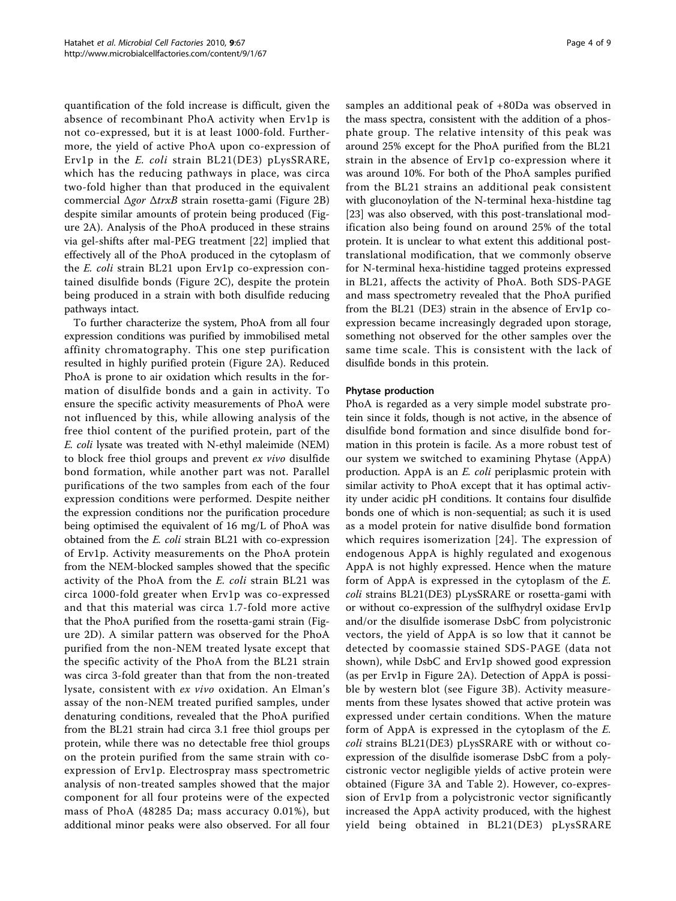quantification of the fold increase is difficult, given the absence of recombinant PhoA activity when Erv1p is not co-expressed, but it is at least 1000-fold. Furthermore, the yield of active PhoA upon co-expression of Erv1p in the *E. coli* strain BL21(DE3) pLysSRARE, which has the reducing pathways in place, was circa two-fold higher than that produced in the equivalent commercial Δ*gor* Δ*trxB* strain rosetta-gami (Figure 2B) despite similar amounts of protein being produced (Figure 2A). Analysis of the PhoA produced in these strains via gel-shifts after mal-PEG treatment [22] implied that effectively all of the PhoA produced in the cytoplasm of the *E. coli* strain BL21 upon Erv1p co-expression contained disulfide bonds (Figure 2C), despite the protein being produced in a strain with both disulfide reducing pathways intact.

To further characterize the system, PhoA from all four expression conditions was purified by immobilised metal affinity chromatography. This one step purification resulted in highly purified protein (Figure 2A). Reduced PhoA is prone to air oxidation which results in the formation of disulfide bonds and a gain in activity. To ensure the specific activity measurements of PhoA were not influenced by this, while allowing analysis of the free thiol content of the purified protein, part of the *E. coli* lysate was treated with N-ethyl maleimide (NEM) to block free thiol groups and prevent *ex vivo* disulfide bond formation, while another part was not. Parallel purifications of the two samples from each of the four expression conditions were performed. Despite neither the expression conditions nor the purification procedure being optimised the equivalent of 16 mg/L of PhoA was obtained from the *E. coli* strain BL21 with co-expression of Erv1p. Activity measurements on the PhoA protein from the NEM-blocked samples showed that the specific activity of the PhoA from the *E. coli* strain BL21 was circa 1000-fold greater when Erv1p was co-expressed and that this material was circa 1.7-fold more active that the PhoA purified from the rosetta-gami strain (Figure 2D). A similar pattern was observed for the PhoA purified from the non-NEM treated lysate except that the specific activity of the PhoA from the BL21 strain was circa 3-fold greater than that from the non-treated lysate, consistent with *ex vivo* oxidation. An Elman's assay of the non-NEM treated purified samples, under denaturing conditions, revealed that the PhoA purified from the BL21 strain had circa 3.1 free thiol groups per protein, while there was no detectable free thiol groups on the protein purified from the same strain with co-expression of Erv1p. Electrospray mass spectrometric analysis of non-treated samples showed that the major component for all four proteins were of the expected mass of PhoA (48285 Da; mass accuracy 0.01%), but additional minor peaks were also observed. For all four samples an additional peak of +80Da was observed in the mass spectra, consistent with the addition of a phosphate group. The relative intensity of this peak was around 25% except for the PhoA purified from the BL21 strain in the absence of Erv1p co-expression where it was around 10%. For both of the PhoA samples purified from the BL21 strains an additional peak consistent with gluconoylation of the N-terminal hexa-histdine tag [23] was also observed, with this post-translational modification also being found on around 25% of the total protein. It is unclear to what extent this additional post-translational modification, that we commonly observe for N-terminal hexa-histidine tagged proteins expressed in BL21, affects the activity of PhoA. Both SDS-PAGE and mass spectrometry revealed that the PhoA purified from the BL21 (DE3) strain in the absence of Erv1p co-expression became increasingly degraded upon storage, something not observed for the other samples over the same time scale. This is consistent with the lack of disulfide bonds in this protein.

### Phytase production

PhoA is regarded as a very simple model substrate protein since it folds, though is not active, in the absence of disulfide bond formation and since disulfide bond formation in this protein is facile. As a more robust test of our system we switched to examining Phytase (AppA) production. AppA is an *E. coli* periplasmic protein with similar activity to PhoA except that it has optimal activity under acidic pH conditions. It contains four disulfide bonds one of which is non-sequential; as such it is used as a model protein for native disulfide bond formation which requires isomerization [24]. The expression of endogenous AppA is highly regulated and exogenous AppA is not highly expressed. Hence when the mature form of AppA is expressed in the cytoplasm of the *E. coli* strains BL21(DE3) pLysSRARE or rosetta-gami with or without co-expression of the sulfhydryl oxidase Erv1p and/or the disulfide isomerase DsbC from polycistronic vectors, the yield of AppA is so low that it cannot be detected by coomassie stained SDS-PAGE (data not shown), while DsbC and Erv1p showed good expression (as per Erv1p in Figure 2A). Detection of AppA is possible by western blot (see Figure 3B). Activity measurements from these lysates showed that active protein was expressed under certain conditions. When the mature form of AppA is expressed in the cytoplasm of the *E. coli* strains BL21(DE3) pLysSRARE with or without co-expression of the disulfide isomerase DsbC from a polycistronic vector negligible yields of active protein were obtained (Figure 3A and Table 2). However, co-expression of Erv1p from a polycistronic vector significantly increased the AppA activity produced, with the highest yield being obtained in BL21(DE3) pLysSRARE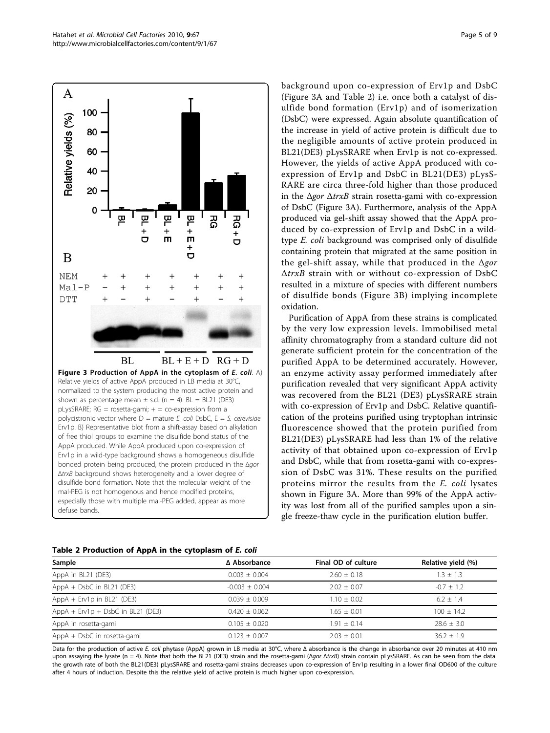**Figure 3 Production of AppA in the cytoplasm of *E. coli***. A) Relative yields of active AppA produced in LB media at 30°C, normalized to the system producing the most active protein and shown as percentage mean ± s.d. (n = 4). BL = BL21 (DE3) pLysSRARE; RG = rosetta-gami; + = co-expression from a polycistronic vector where D = mature *E. coli* DsbC, E = *S. cerevisiae* Erv1p. B) Representative blot from a shift-assay based on alkylation of free thiol groups to examine the disulfide bond status of the AppA produced. While AppA produced upon co-expression of Erv1p in a wild-type background shows a homogeneous disulfide bonded protein being produced, the protein produced in the Δ*gor* Δ*trxB* background shows heterogeneity and a lower degree of disulfide bond formation. Note that the molecular weight of the mal-PEG is not homogenous and hence modified proteins, especially those with multiple mal-PEG added, appear as more defuse bands.

background upon co-expression of Erv1p and DsbC (Figure 3A and Table 2) i.e. once both a catalyst of disulfide bond formation (Erv1p) and of isomerization (DsbC) were expressed. Again absolute quantification of the increase in yield of active protein is difficult due to the negligible amounts of active protein produced in BL21(DE3) pLysSRARE when Erv1p is not co-expressed. However, the yields of active AppA produced with co-expression of Erv1p and DsbC in BL21(DE3) pLysSRARE are circa three-fold higher than those produced in the Δ*gor* Δ*trxB* strain rosetta-gami with co-expression of DsbC (Figure 3A). Furthermore, analysis of the AppA produced via gel-shift assay showed that the AppA produced by co-expression of Erv1p and DsbC in a wild-type *E. coli* background was comprised only of disulfide containing protein that migrated at the same position in the gel-shift assay, while that produced in the Δ*gor* Δ*trxB* strain with or without co-expression of DsbC resulted in a mixture of species with different numbers of disulfide bonds (Figure 3B) implying incomplete oxidation.

Purification of AppA from these strains is complicated by the very low expression levels. Immobilised metal affinity chromatography from a standard culture did not generate sufficient protein for the concentration of the purified AppA to be determined accurately. However, an enzyme activity assay performed immediately after purification revealed that very significant AppA activity was recovered from the BL21 (DE3) pLysSRARE strain with co-expression of Erv1p and DsbC. Relative quantification of the proteins purified using tryptophan intrinsic fluorescence showed that the protein purified from BL21(DE3) pLysSRARE had less than 1% of the relative activity of that obtained upon co-expression of Erv1p and DsbC, while that from rosetta-gami with co-expression of DsbC was 31%. These results on the purified proteins mirror the results from the *E. coli* lysates shown in Figure 3A. More than 99% of the AppA activity was lost from all of the purified samples upon a single freeze-thaw cycle in the purification elution buffer.

**Table 2 Production of AppA in the cytoplasm of *E. coli***

| Sample | Δ Absorbance | Final OD of culture | Relative yield (%) |
|---|---|---|---|
| AppA in BL21 (DE3) | 0.003 ± 0.004 | 2.60 ± 0.18 | 1.3 ± 1.3 |
| AppA + DsbC in BL21 (DE3) | -0.003 ± 0.004 | 2.02 ± 0.07 | -0.7 ± 1.2 |
| AppA + Erv1p in BL21 (DE3) | 0.039 ± 0.009 | 1.10 ± 0.02 | 6.2 ± 1.4 |
| AppA + Erv1p + DsbC in BL21 (DE3) | 0.420 ± 0.062 | 1.65 ± 0.01 | 100 ± 14.2 |
| AppA in rosetta-gami | 0.105 ± 0.020 | 1.91 ± 0.14 | 28.6 ± 3.0 |
| AppA + DsbC in rosetta-gami | 0.123 ± 0.007 | 2.03 ± 0.01 | 36.2 ± 1.9 |

Data for the production of active *E. coli* phytase (AppA) grown in LB media at 30°C, where Δ absorbance is the change in absorbance over 20 minutes at 410 nm upon assaying the lysate (n = 4). Note that both the BL21 (DE3) strain and the rosetta-gami (Δ*gor* Δ*trxB*) strain contain pLysSRARE. As can be seen from the data the growth rate of both the BL21(DE3) pLysSRARE and rosetta-gami strains decreases upon co-expression of Erv1p resulting in a lower final OD600 of the culture after 4 hours of induction. Despite this the relative yield of active protein is much higher upon co-expression.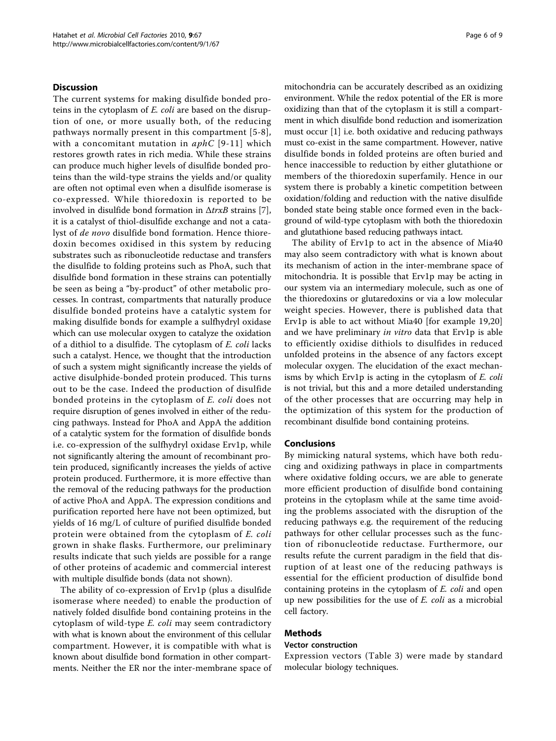## Discussion

The current systems for making disulfide bonded proteins in the cytoplasm of *E. coli* are based on the disruption of one, or more usually both, of the reducing pathways normally present in this compartment [5-8], with a concomitant mutation in *aphC* [9-11] which restores growth rates in rich media. While these strains can produce much higher levels of disulfide bonded proteins than the wild-type strains the yields and/or quality are often not optimal even when a disulfide isomerase is co-expressed. While thioredoxin is reported to be involved in disulfide bond formation in Δ*trxB* strains [7], it is a catalyst of thiol-disulfide exchange and not a catalyst of *de novo* disulfide bond formation. Hence thioredoxin becomes oxidised in this system by reducing substrates such as ribonucleotide reductase and transfers the disulfide to folding proteins such as PhoA, such that disulfide bond formation in these strains can potentially be seen as being a "by-product" of other metabolic processes. In contrast, compartments that naturally produce disulfide bonded proteins have a catalytic system for making disulfide bonds for example a sulfhydryl oxidase which can use molecular oxygen to catalyze the oxidation of a dithiol to a disulfide. The cytoplasm of *E. coli* lacks such a catalyst. Hence, we thought that the introduction of such a system might significantly increase the yields of active disulphide-bonded protein produced. This turns out to be the case. Indeed the production of disulfide bonded proteins in the cytoplasm of *E. coli* does not require disruption of genes involved in either of the reducing pathways. Instead for PhoA and AppA the addition of a catalytic system for the formation of disulfide bonds i.e. co-expression of the sulfhydryl oxidase Erv1p, while not significantly altering the amount of recombinant protein produced, significantly increases the yields of active protein produced. Furthermore, it is more effective than the removal of the reducing pathways for the production of active PhoA and AppA. The expression conditions and purification reported here have not been optimized, but yields of 16 mg/L of culture of purified disulfide bonded protein were obtained from the cytoplasm of *E. coli* grown in shake flasks. Furthermore, our preliminary results indicate that such yields are possible for a range of other proteins of academic and commercial interest with multiple disulfide bonds (data not shown).

The ability of co-expression of Erv1p (plus a disulfide isomerase where needed) to enable the production of natively folded disulfide bond containing proteins in the cytoplasm of wild-type *E. coli* may seem contradictory with what is known about the environment of this cellular compartment. However, it is compatible with what is known about disulfide bond formation in other compartments. Neither the ER nor the inter-membrane space of mitochondria can be accurately described as an oxidizing environment. While the redox potential of the ER is more oxidizing than that of the cytoplasm it is still a compartment in which disulfide bond reduction and isomerization must occur [1] i.e. both oxidative and reducing pathways must co-exist in the same compartment. However, native disulfide bonds in folded proteins are often buried and hence inaccessible to reduction by either glutathione or members of the thioredoxin superfamily. Hence in our system there is probably a kinetic competition between oxidation/folding and reduction with the native disulfide bonded state being stable once formed even in the background of wild-type cytoplasm with both the thioredoxin and glutathione based reducing pathways intact.

The ability of Erv1p to act in the absence of Mia40 may also seem contradictory with what is known about its mechanism of action in the inter-membrane space of mitochondria. It is possible that Erv1p may be acting in our system via an intermediary molecule, such as one of the thioredoxins or glutaredoxins or via a low molecular weight species. However, there is published data that Erv1p is able to act without Mia40 [for example 19,20] and we have preliminary *in vitro* data that Erv1p is able to efficiently oxidise dithiols to disulfides in reduced unfolded proteins in the absence of any factors except molecular oxygen. The elucidation of the exact mechanisms by which Erv1p is acting in the cytoplasm of *E. coli* is not trivial, but this and a more detailed understanding of the other processes that are occurring may help in the optimization of this system for the production of recombinant disulfide bond containing proteins.

## Conclusions

By mimicking natural systems, which have both reducing and oxidizing pathways in place in compartments where oxidative folding occurs, we are able to generate more efficient production of disulfide bond containing proteins in the cytoplasm while at the same time avoiding the problems associated with the disruption of the reducing pathways e.g. the requirement of the reducing pathways for other cellular processes such as the function of ribonucleotide reductase. Furthermore, our results refute the current paradigm in the field that disruption of at least one of the reducing pathways is essential for the efficient production of disulfide bond containing proteins in the cytoplasm of *E. coli* and open up new possibilities for the use of *E. coli* as a microbial cell factory.

## Methods

### Vector construction

Expression vectors (Table 3) were made by standard molecular biology techniques.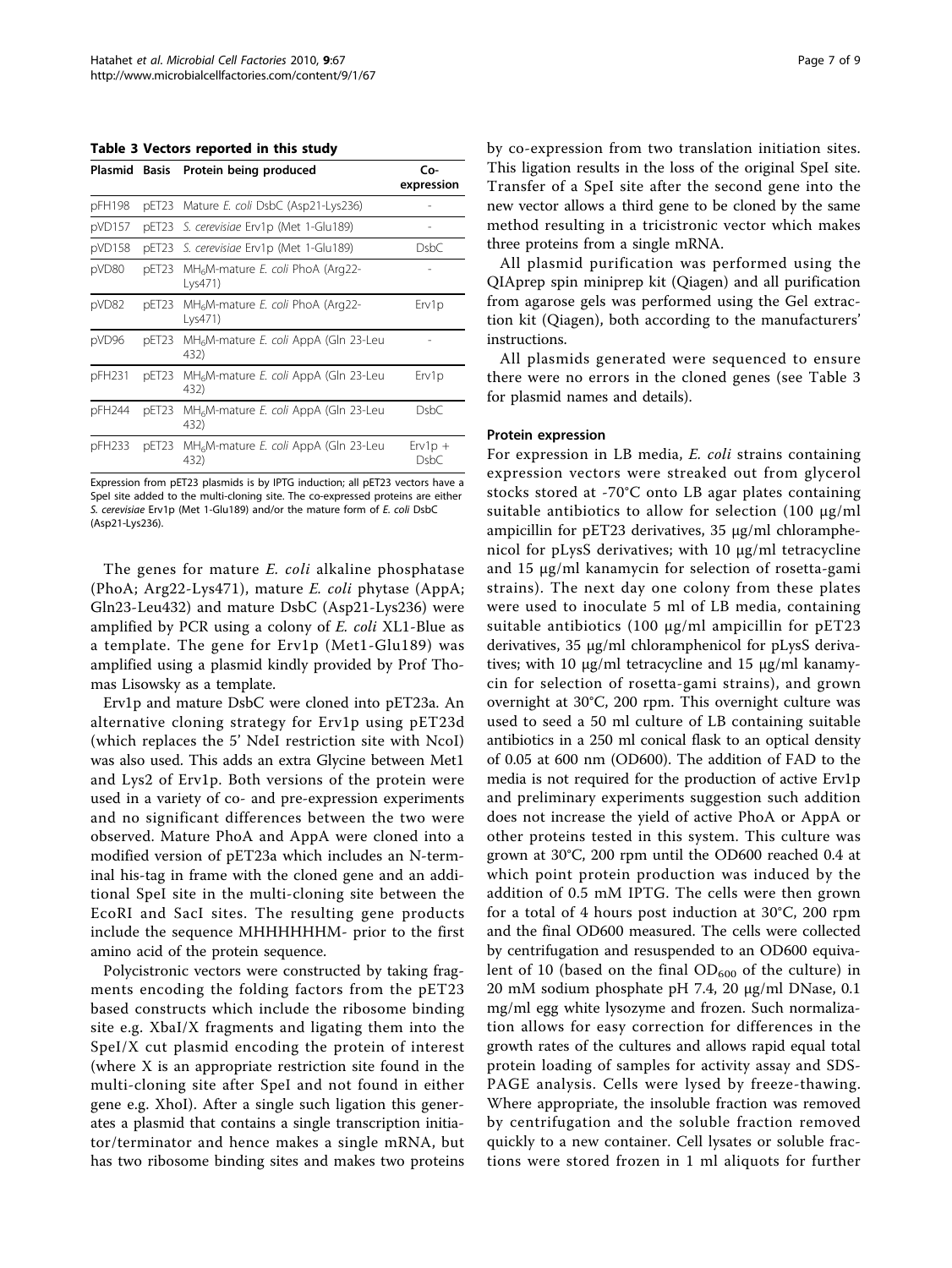**Table 3 Vectors reported in this study**

| Plasmid | Basis | Protein being produced | Co-expression |
|---|---|---|---|
| pFH198 | pET23 | Mature *E. coli* DsbC (Asp21-Lys236) | - |
| pVD157 | pET23 | *S. cerevisiae* Erv1p (Met 1-Glu189) | - |
| pVD158 | pET23 | *S. cerevisiae* Erv1p (Met 1-Glu189) | DsbC |
| pVD80 | pET23 | $MH_6M$-mature *E. coli* PhoA (Arg22-Lys471) | - |
| pVD82 | pET23 | $MH_6M$-mature *E. coli* PhoA (Arg22-Lys471) | Erv1p |
| pVD96 | pET23 | $MH_6M$-mature *E. coli* AppA (Gln 23-Leu 432) | - |
| pFH231 | pET23 | $MH_6M$-mature *E. coli* AppA (Gln 23-Leu 432) | Erv1p |
| pFH244 | pET23 | $MH_6M$-mature *E. coli* AppA (Gln 23-Leu 432) | DsbC |
| pFH233 | pET23 | $MH_6M$-mature *E. coli* AppA (Gln 23-Leu 432) | Erv1p + DsbC |

Expression from pET23 plasmids is by IPTG induction; all pET23 vectors have a SpeI site added to the multi-cloning site. The co-expressed proteins are either *S. cerevisiae* Erv1p (Met 1-Glu189) and/or the mature form of *E. coli* DsbC (Asp21-Lys236).

The genes for mature *E. coli* alkaline phosphatase (PhoA; Arg22-Lys471), mature *E. coli* phytase (AppA; Gln23-Leu432) and mature DsbC (Asp21-Lys236) were amplified by PCR using a colony of *E. coli* XL1-Blue as a template. The gene for Erv1p (Met1-Glu189) was amplified using a plasmid kindly provided by Prof Thomas Lisowsky as a template.

Erv1p and mature DsbC were cloned into pET23a. An alternative cloning strategy for Erv1p using pET23d (which replaces the 5' NdeI restriction site with NcoI) was also used. This adds an extra Glycine between Met1 and Lys2 of Erv1p. Both versions of the protein were used in a variety of co- and pre-expression experiments and no significant differences between the two were observed. Mature PhoA and AppA were cloned into a modified version of pET23a which includes an N-terminal his-tag in frame with the cloned gene and an additional SpeI site in the multi-cloning site between the EcoRI and SacI sites. The resulting gene products include the sequence MHHHHHHM- prior to the first amino acid of the protein sequence.

Polycistronic vectors were constructed by taking fragments encoding the folding factors from the pET23 based constructs which include the ribosome binding site e.g. XbaI/X fragments and ligating them into the SpeI/X cut plasmid encoding the protein of interest (where X is an appropriate restriction site found in the multi-cloning site after SpeI and not found in either gene e.g. XhoI). After a single such ligation this generates a plasmid that contains a single transcription initiator/terminator and hence makes a single mRNA, but has two ribosome binding sites and makes two proteins by co-expression from two translation initiation sites. This ligation results in the loss of the original SpeI site. Transfer of a SpeI site after the second gene into the new vector allows a third gene to be cloned by the same method resulting in a tricistronic vector which makes three proteins from a single mRNA.

All plasmid purification was performed using the QIAprep spin miniprep kit (Qiagen) and all purification from agarose gels was performed using the Gel extraction kit (Qiagen), both according to the manufacturers' instructions.

All plasmids generated were sequenced to ensure there were no errors in the cloned genes (see Table 3 for plasmid names and details).

#### Protein expression

For expression in LB media, *E. coli* strains containing expression vectors were streaked out from glycerol stocks stored at -70°C onto LB agar plates containing suitable antibiotics to allow for selection (100 μg/ml ampicillin for pET23 derivatives, 35 μg/ml chloramphenicol for pLysS derivatives; with 10 μg/ml tetracycline and 15 μg/ml kanamycin for selection of rosetta-gami strains). The next day one colony from these plates were used to inoculate 5 ml of LB media, containing suitable antibiotics (100 μg/ml ampicillin for pET23 derivatives, 35 μg/ml chloramphenicol for pLysS derivatives; with 10 μg/ml tetracycline and 15 μg/ml kanamycin for selection of rosetta-gami strains), and grown overnight at 30°C, 200 rpm. This overnight culture was used to seed a 50 ml culture of LB containing suitable antibiotics in a 250 ml conical flask to an optical density of 0.05 at 600 nm (OD600). The addition of FAD to the media is not required for the production of active Erv1p and preliminary experiments suggestion such addition does not increase the yield of active PhoA or AppA or other proteins tested in this system. This culture was grown at 30°C, 200 rpm until the OD600 reached 0.4 at which point protein production was induced by the addition of 0.5 mM IPTG. The cells were then grown for a total of 4 hours post induction at 30°C, 200 rpm and the final OD600 measured. The cells were collected by centrifugation and resuspended to an OD600 equivalent of 10 (based on the final $OD_{600}$ of the culture) in 20 mM sodium phosphate pH 7.4, 20 μg/ml DNase, 0.1 mg/ml egg white lysozyme and frozen. Such normalization allows for easy correction for differences in the growth rates of the cultures and allows rapid equal total protein loading of samples for activity assay and SDS-PAGE analysis. Cells were lysed by freeze-thawing. Where appropriate, the insoluble fraction was removed by centrifugation and the soluble fraction removed quickly to a new container. Cell lysates or soluble fractions were stored frozen in 1 ml aliquots for further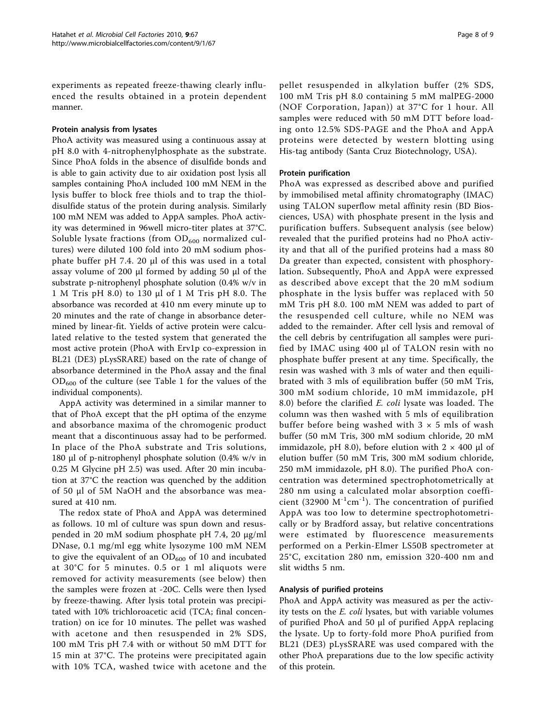experiments as repeated freeze-thawing clearly influenced the results obtained in a protein dependent manner.

### Protein analysis from lysates

PhoA activity was measured using a continuous assay at pH 8.0 with 4-nitrophenylphosphate as the substrate. Since PhoA folds in the absence of disulfide bonds and is able to gain activity due to air oxidation post lysis all samples containing PhoA included 100 mM NEM in the lysis buffer to block free thiols and to trap the thiol-disulfide status of the protein during analysis. Similarly 100 mM NEM was added to AppA samples. PhoA activity was determined in 96well micro-titer plates at 37°C. Soluble lysate fractions (from $OD_{600}$ normalized cultures) were diluted 100 fold into 20 mM sodium phosphate buffer pH 7.4. 20 μl of this was used in a total assay volume of 200 μl formed by adding 50 μl of the substrate p-nitrophenyl phosphate solution (0.4% w/v in 1 M Tris pH 8.0) to 130 μl of 1 M Tris pH 8.0. The absorbance was recorded at 410 nm every minute up to 20 minutes and the rate of change in absorbance determined by linear-fit. Yields of active protein were calculated relative to the tested system that generated the most active protein (PhoA with Erv1p co-expression in BL21 (DE3) pLysSRARE) based on the rate of change of absorbance determined in the PhoA assay and the final $OD_{600}$ of the culture (see Table 1 for the values of the individual components).

AppA activity was determined in a similar manner to that of PhoA except that the pH optima of the enzyme and absorbance maxima of the chromogenic product meant that a discontinuous assay had to be performed. In place of the PhoA substrate and Tris solutions, 180 μl of p-nitrophenyl phosphate solution (0.4% w/v in 0.25 M Glycine pH 2.5) was used. After 20 min incubation at 37°C the reaction was quenched by the addition of 50 μl of 5M NaOH and the absorbance was measured at 410 nm.

The redox state of PhoA and AppA was determined as follows. 10 ml of culture was spun down and resuspended in 20 mM sodium phosphate pH 7.4, 20 μg/ml DNase, 0.1 mg/ml egg white lysozyme 100 mM NEM to give the equivalent of an $OD_{600}$ of 10 and incubated at 30°C for 5 minutes. 0.5 or 1 ml aliquots were removed for activity measurements (see below) then the samples were frozen at -20C. Cells were then lysed by freeze-thawing. After lysis total protein was precipitated with 10% trichloroacetic acid (TCA; final concentration) on ice for 10 minutes. The pellet was washed with acetone and then resuspended in 2% SDS, 100 mM Tris pH 7.4 with or without 50 mM DTT for 15 min at 37°C. The proteins were precipitated again with 10% TCA, washed twice with acetone and the pellet resuspended in alkylation buffer (2% SDS, 100 mM Tris pH 8.0 containing 5 mM malPEG-2000 (NOF Corporation, Japan)) at 37°C for 1 hour. All samples were reduced with 50 mM DTT before loading onto 12.5% SDS-PAGE and the PhoA and AppA proteins were detected by western blotting using His-tag antibody (Santa Cruz Biotechnology, USA).

### Protein purification

PhoA was expressed as described above and purified by immobilised metal affinity chromatography (IMAC) using TALON superflow metal affinity resin (BD Biosciences, USA) with phosphate present in the lysis and purification buffers. Subsequent analysis (see below) revealed that the purified proteins had no PhoA activity and that all of the purified proteins had a mass 80 Da greater than expected, consistent with phosphorylation. Subsequently, PhoA and AppA were expressed as described above except that the 20 mM sodium phosphate in the lysis buffer was replaced with 50 mM Tris pH 8.0. 100 mM NEM was added to part of the resuspended cell culture, while no NEM was added to the remainder. After cell lysis and removal of the cell debris by centrifugation all samples were purified by IMAC using 400 μl of TALON resin with no phosphate buffer present at any time. Specifically, the resin was washed with 3 mls of water and then equilibrated with 3 mls of equilibration buffer (50 mM Tris, 300 mM sodium chloride, 10 mM immidazole, pH 8.0) before the clarified *E. coli* lysate was loaded. The column was then washed with 5 mls of equilibration buffer before being washed with 3 × 5 mls of wash buffer (50 mM Tris, 300 mM sodium chloride, 20 mM immidazole, pH 8.0), before elution with 2 × 400 μl of elution buffer (50 mM Tris, 300 mM sodium chloride, 250 mM immidazole, pH 8.0). The purified PhoA concentration was determined spectrophotometrically at 280 nm using a calculated molar absorption coefficient (32900 $M^{-1}cm^{-1}$). The concentration of purified AppA was too low to determine spectrophotometrically or by Bradford assay, but relative concentrations were estimated by fluorescence measurements performed on a Perkin-Elmer LS50B spectrometer at 25°C, excitation 280 nm, emission 320-400 nm and slit widths 5 nm.

### Analysis of purified proteins

PhoA and AppA activity was measured as per the activity tests on the *E. coli* lysates, but with variable volumes of purified PhoA and 50 μl of purified AppA replacing the lysate. Up to forty-fold more PhoA purified from BL21 (DE3) pLysSRARE was used compared with the other PhoA preparations due to the low specific activity of this protein.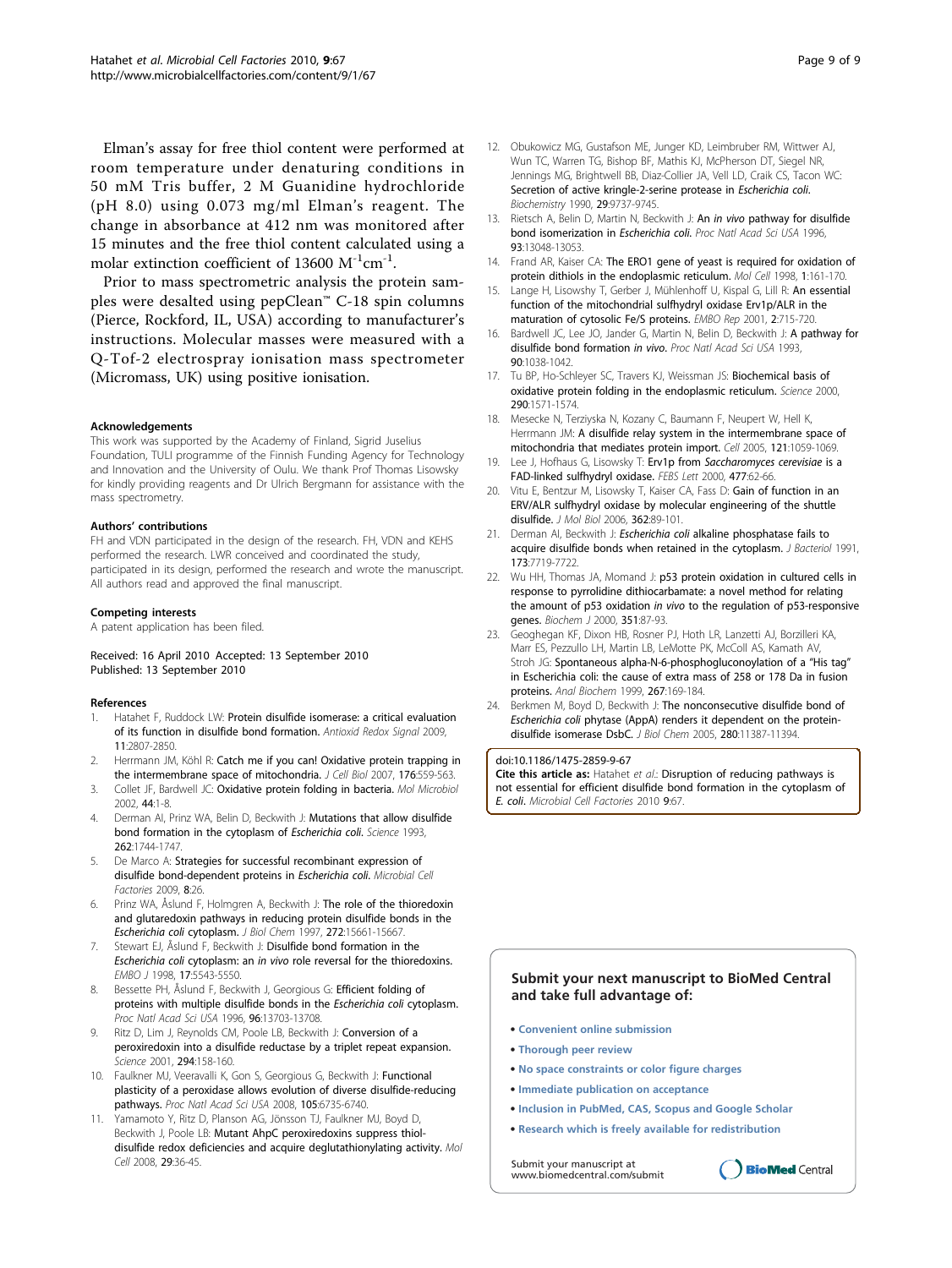Elman's assay for free thiol content were performed at room temperature under denaturing conditions in 50 mM Tris buffer, 2 M Guanidine hydrochloride (pH 8.0) using 0.073 mg/ml Elman's reagent. The change in absorbance at 412 nm was monitored after 15 minutes and the free thiol content calculated using a molar extinction coefficient of 13600 $M^{-1}cm^{-1}$.

Prior to mass spectrometric analysis the protein samples were desalted using pepClean™ C-18 spin columns (Pierce, Rockford, IL, USA) according to manufacturer's instructions. Molecular masses were measured with a Q-Tof-2 electrospray ionisation mass spectrometer (Micromass, UK) using positive ionisation.

#### Acknowledgements

This work was supported by the Academy of Finland, Sigrid Juselius Foundation, TULI programme of the Finnish Funding Agency for Technology and Innovation and the University of Oulu. We thank Prof Thomas Lisowsky for kindly providing reagents and Dr Ulrich Bergmann for assistance with the mass spectrometry.

#### Authors' contributions

FH and VDN participated in the design of the research. FH, VDN and KEHS performed the research. LWR conceived and coordinated the study, participated in its design, performed the research and wrote the manuscript. All authors read and approved the final manuscript.

#### Competing interests

A patent application has been filed.

Received: 16 April 2010 Accepted: 13 September 2010
Published: 13 September 2010

#### References

1. Hatahet F, Ruddock LW: **Protein disulfide isomerase: a critical evaluation of its function in disulfide bond formation.** *Antioxid Redox Signal* 2009, **11**:2807-2850.
2. Herrmann JM, Köhl R: **Catch me if you can! Oxidative protein trapping in the intermembrane space of mitochondria.** *J Cell Biol* 2007, **176**:559-563.
3. Collet JF, Bardwell JC: **Oxidative protein folding in bacteria.** *Mol Microbiol* 2002, **44**:1-8.
4. Derman AI, Prinz WA, Belin D, Beckwith J: **Mutations that allow disulfide bond formation in the cytoplasm of *Escherichia coli*.** *Science* 1993, **262**:1744-1747.
5. De Marco A: **Strategies for successful recombinant expression of disulfide bond-dependent proteins in *Escherichia coli*.** *Microbial Cell Factories* 2009, **8**:26.
6. Prinz WA, Åslund F, Holmgren A, Beckwith J: **The role of the thioredoxin and glutaredoxin pathways in reducing protein disulfide bonds in the *Escherichia coli* cytoplasm.** *J Biol Chem* 1997, **272**:15661-15667.
7. Stewart EJ, Åslund F, Beckwith J: **Disulfide bond formation in the *Escherichia coli* cytoplasm: an *in vivo* role reversal for the thioredoxins.** *EMBO J* 1998, **17**:5543-5550.
8. Bessette PH, Åslund F, Beckwith J, Georgiou G: **Efficient folding of proteins with multiple disulfide bonds in the *Escherichia coli* cytoplasm.** *Proc Natl Acad Sci USA* 1996, **96**:13703-13708.
9. Ritz D, Lim J, Reynolds CM, Poole LB, Beckwith J: **Conversion of a peroxiredoxin into a disulfide reductase by a triplet repeat expansion.** *Science* 2001, **294**:158-160.
10. Faulkner MJ, Veeravalli K, Gon S, Georgiou G, Beckwith J: **Functional plasticity of a peroxidase allows evolution of diverse disulfide-reducing pathways.** *Proc Natl Acad Sci USA* 2008, **105**:6735-6740.
11. Yamamoto Y, Ritz D, Planson AG, Jönsson TJ, Faulkner MJ, Boyd D, Beckwith J, Poole LB: **Mutant AhpC peroxiredoxins suppress thiol-disulfide redox deficiencies and acquire deglutathionylating activity.** *Mol Cell* 2008, **29**:36-45.
12. Obukowicz MG, Gustafson ME, Junger KD, Leimbruber RM, Wittwer AJ, Wun TC, Warren TG, Bishop BF, Mathis KJ, McPherson DT, Siegel NR, Jennings MG, Brightwell BB, Diaz-Collier JA, Vell LD, Craik CS, Tacon WC: **Secretion of active kringle-2-serine protease in *Escherichia coli*.** *Biochemistry* 1990, **29**:9737-9745.
13. Rietsch A, Belin D, Martin N, Beckwith J: **An *in vivo* pathway for disulfide bond isomerization in *Escherichia coli*.** *Proc Natl Acad Sci USA* 1996, **93**:13048-13053.
14. Frand AR, Kaiser CA: **The ERO1 gene of yeast is required for oxidation of protein dithiols in the endoplasmic reticulum.** *Mol Cell* 1998, **1**:161-170.
15. Lange H, Lisowshy T, Gerber J, Mühlenhoff U, Kispal G, Lill R: **An essential function of the mitochondrial sulfhydryl oxidase Erv1p/ALR in the maturation of cytosolic Fe/S proteins.** *EMBO Rep* 2001, **2**:715-720.
16. Bardwell JC, Lee JO, Jander G, Martin N, Belin D, Beckwith J: **A pathway for disulfide bond formation *in vivo*.** *Proc Natl Acad Sci USA* 1993, **90**:1038-1042.
17. Tu BP, Ho-Schleyer SC, Travers KJ, Weissman JS: **Biochemical basis of oxidative protein folding in the endoplasmic reticulum.** *Science* 2000, **290**:1571-1574.
18. Mesecke N, Terziyska N, Kozany C, Baumann F, Neupert W, Hell K, Herrmann JM: **A disulfide relay system in the intermembrane space of mitochondria that mediates protein import.** *Cell* 2005, **121**:1059-1069.
19. Lee J, Hofhaus G, Lisowsky T: **Erv1p from *Saccharomyces cerevisiae* is a FAD-linked sulfhydryl oxidase.** *FEBS Lett* 2000, **477**:62-66.
20. Vitu E, Bentzur M, Lisowsky T, Kaiser CA, Fass D: **Gain of function in an ERV/ALR sulfhydryl oxidase by molecular engineering of the shuttle disulfide.** *J Mol Biol* 2006, **362**:89-101.
21. Derman AI, Beckwith J: ***Escherichia coli* alkaline phosphatase fails to acquire disulfide bonds when retained in the cytoplasm.** *J Bacteriol* 1991, **173**:7719-7722.
22. Wu HH, Thomas JA, Momand J: **p53 protein oxidation in cultured cells in response to pyrrolidine dithiocarbamate: a novel method for relating the amount of p53 oxidation *in vivo* to the regulation of p53-responsive genes.** *Biochem J* 2000, **351**:87-93.
23. Geoghegan KF, Dixon HB, Rosner PJ, Hoth LR, Lanzetti AJ, Borzilleri KA, Marr ES, Pezzullo LH, Martin LB, LeMotte PK, McColl AS, Kamath AV, Stroh JG: **Spontaneous alpha-N-6-phosphogluconoylation of a "His tag" in Escherichia coli: the cause of extra mass of 258 or 178 Da in fusion proteins.** *Anal Biochem* 1999, **267**:169-184.
24. Berkmen M, Boyd D, Beckwith J: **The nonconsecutive disulfide bond of *Escherichia coli* phytase (AppA) renders it dependent on the protein-disulfide isomerase DsbC.** *J Biol Chem* 2005, **280**:11387-11394.

doi:10.1186/1475-2859-9-67
**Cite this article as:** Hatahet *et al.*: Disruption of reducing pathways is not essential for efficient disulfide bond formation in the cytoplasm of *E. coli*. *Microbial Cell Factories* 2010 **9**:67.

**Submit your next manuscript to BioMed Central and take full advantage of:**

- **Convenient online submission**
- **Thorough peer review**
- **No space constraints or color figure charges**
- **Immediate publication on acceptance**
- **Inclusion in PubMed, CAS, Scopus and Google Scholar**
- **Research which is freely available for redistribution**

Submit your manuscript at
www.biomedcentral.com/submit

BioMed Central